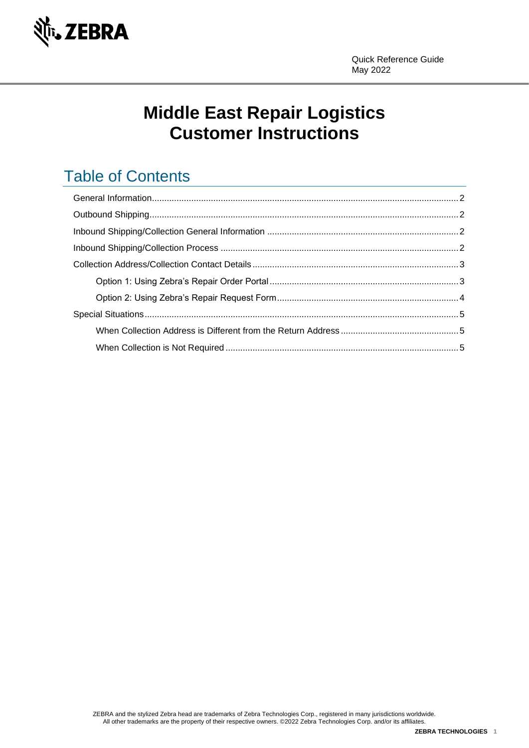Quick Reference Guide
May 2022

# Middle East Repair Logistics Customer Instructions

## Table of Contents

- General Information ... 2
- Outbound Shipping ... 2
- Inbound Shipping/Collection General Information ... 2
- Inbound Shipping/Collection Process ... 2
- Collection Address/Collection Contact Details ... 3
  - Option 1: Using Zebra's Repair Order Portal ... 3
  - Option 2: Using Zebra's Repair Request Form ... 4
- Special Situations ... 5
  - When Collection Address is Different from the Return Address ... 5
  - When Collection is Not Required ... 5

ZEBRA and the stylized Zebra head are trademarks of Zebra Technologies Corp., registered in many jurisdictions worldwide.
All other trademarks are the property of their respective owners. ©2022 Zebra Technologies Corp. and/or its affiliates.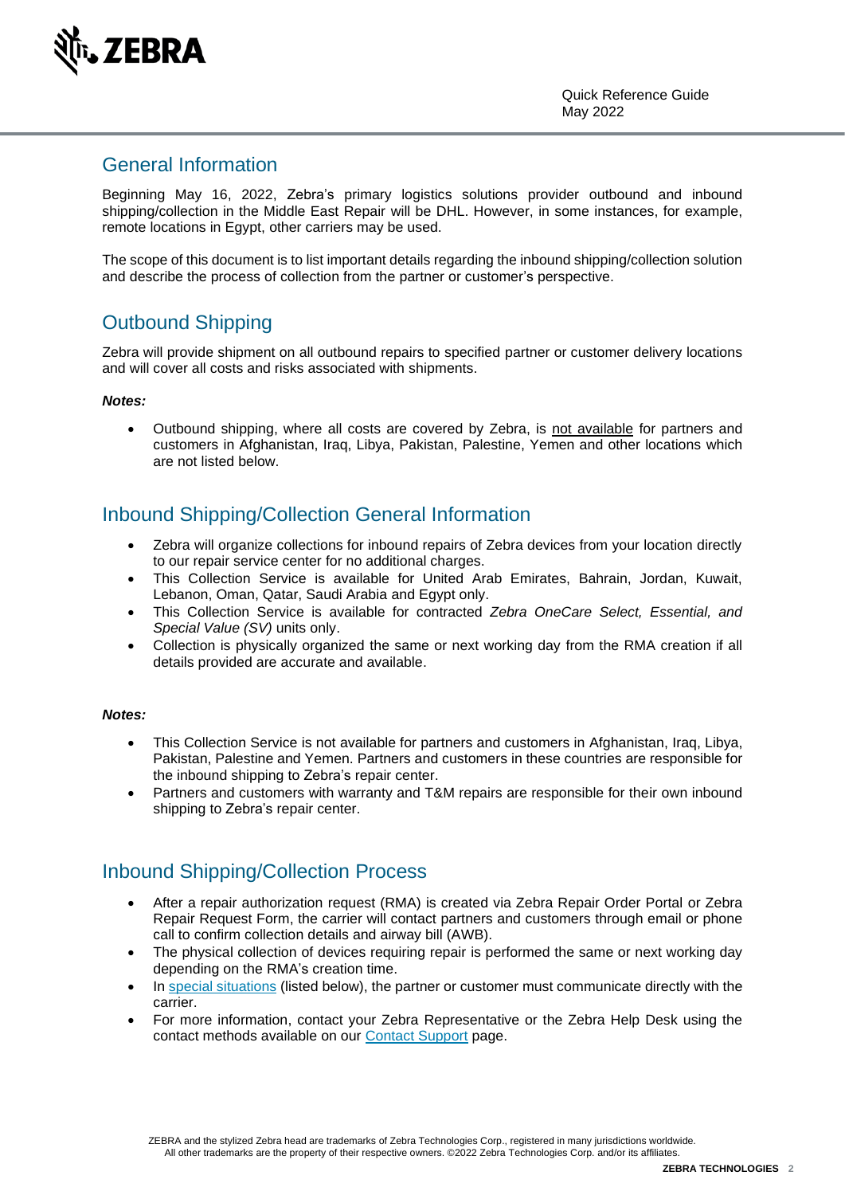## General Information

Beginning May 16, 2022, Zebra's primary logistics solutions provider outbound and inbound shipping/collection in the Middle East Repair will be DHL. However, in some instances, for example, remote locations in Egypt, other carriers may be used.

The scope of this document is to list important details regarding the inbound shipping/collection solution and describe the process of collection from the partner or customer's perspective.

## Outbound Shipping

Zebra will provide shipment on all outbound repairs to specified partner or customer delivery locations and will cover all costs and risks associated with shipments.

***Notes:***

- Outbound shipping, where all costs are covered by Zebra, is not available for partners and customers in Afghanistan, Iraq, Libya, Pakistan, Palestine, Yemen and other locations which are not listed below.

## Inbound Shipping/Collection General Information

- Zebra will organize collections for inbound repairs of Zebra devices from your location directly to our repair service center for no additional charges.
- This Collection Service is available for United Arab Emirates, Bahrain, Jordan, Kuwait, Lebanon, Oman, Qatar, Saudi Arabia and Egypt only.
- This Collection Service is available for contracted *Zebra OneCare Select, Essential, and Special Value (SV)* units only.
- Collection is physically organized the same or next working day from the RMA creation if all details provided are accurate and available.

***Notes:***

- This Collection Service is not available for partners and customers in Afghanistan, Iraq, Libya, Pakistan, Palestine and Yemen. Partners and customers in these countries are responsible for the inbound shipping to Zebra's repair center.
- Partners and customers with warranty and T&M repairs are responsible for their own inbound shipping to Zebra's repair center.

## Inbound Shipping/Collection Process

- After a repair authorization request (RMA) is created via Zebra Repair Order Portal or Zebra Repair Request Form, the carrier will contact partners and customers through email or phone call to confirm collection details and airway bill (AWB).
- The physical collection of devices requiring repair is performed the same or next working day depending on the RMA's creation time.
- In special situations (listed below), the partner or customer must communicate directly with the carrier.
- For more information, contact your Zebra Representative or the Zebra Help Desk using the contact methods available on our Contact Support page.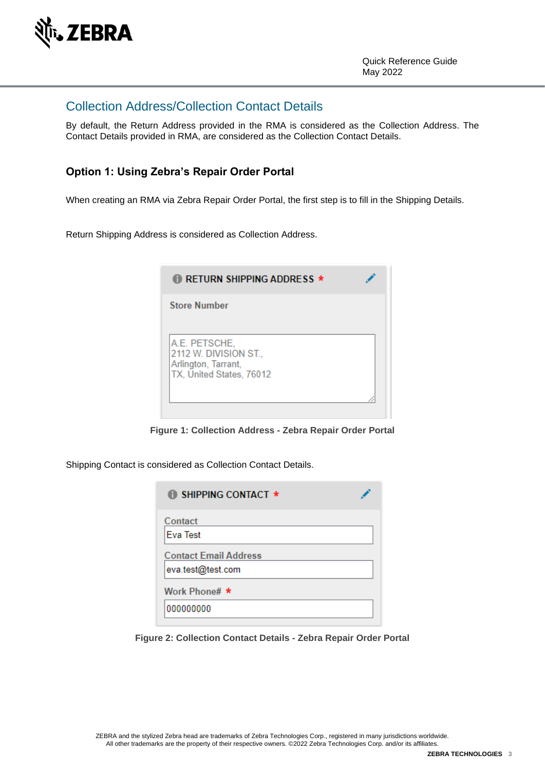## Collection Address/Collection Contact Details

By default, the Return Address provided in the RMA is considered as the Collection Address. The Contact Details provided in RMA, are considered as the Collection Contact Details.

### Option 1: Using Zebra's Repair Order Portal

When creating an RMA via Zebra Repair Order Portal, the first step is to fill in the Shipping Details.

Return Shipping Address is considered as Collection Address.

RETURN SHIPPING ADDRESS *

Store Number

A.E. PETSCHE,
2112 W. DIVISION ST.,
Arlington, Tarrant,
TX, United States, 76012

**Figure 1: Collection Address - Zebra Repair Order Portal**

Shipping Contact is considered as Collection Contact Details.

SHIPPING CONTACT *

Contact
Eva Test

Contact Email Address
eva.test@test.com

Work Phone# *
000000000

**Figure 2: Collection Contact Details - Zebra Repair Order Portal**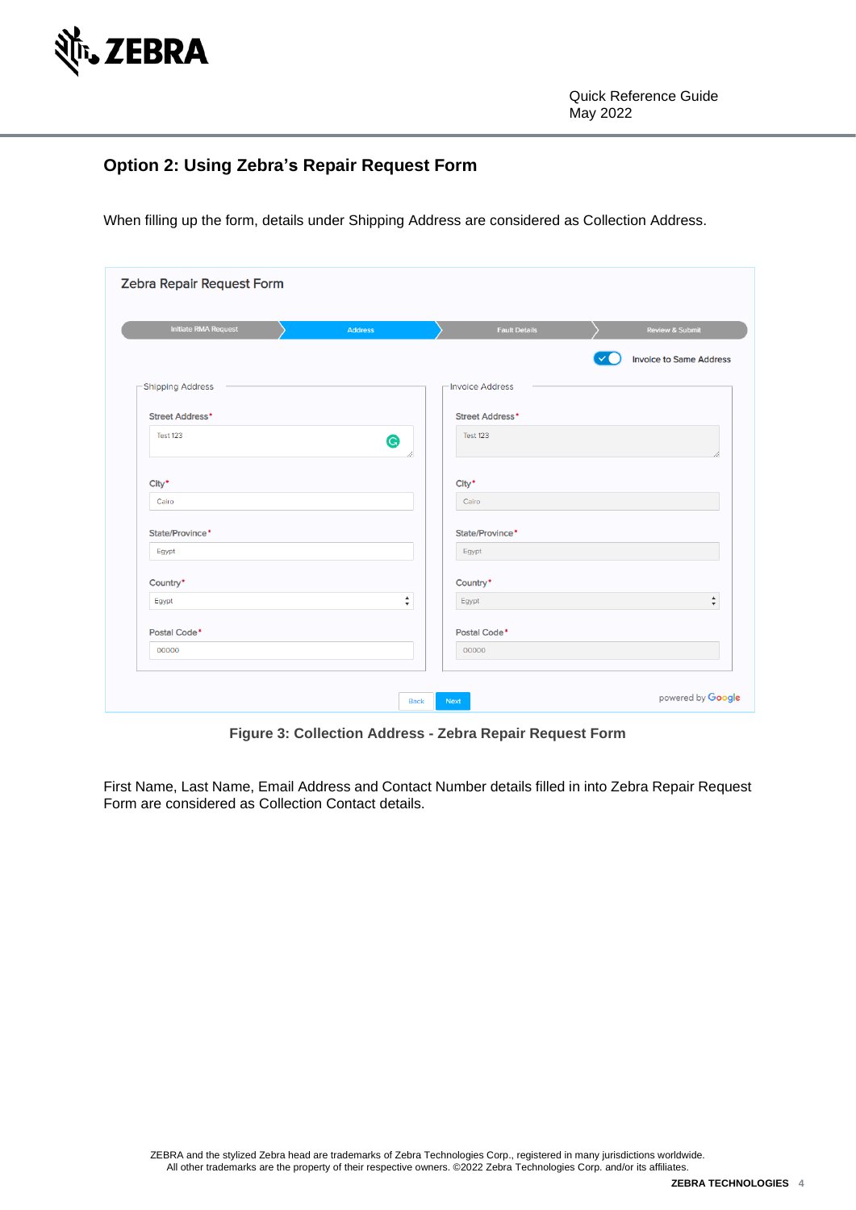## Option 2: Using Zebra's Repair Request Form

When filling up the form, details under Shipping Address are considered as Collection Address.

**Figure 3: Collection Address - Zebra Repair Request Form**

First Name, Last Name, Email Address and Contact Number details filled in into Zebra Repair Request Form are considered as Collection Contact details.

ZEBRA and the stylized Zebra head are trademarks of Zebra Technologies Corp., registered in many jurisdictions worldwide. All other trademarks are the property of their respective owners. ©2022 Zebra Technologies Corp. and/or its affiliates.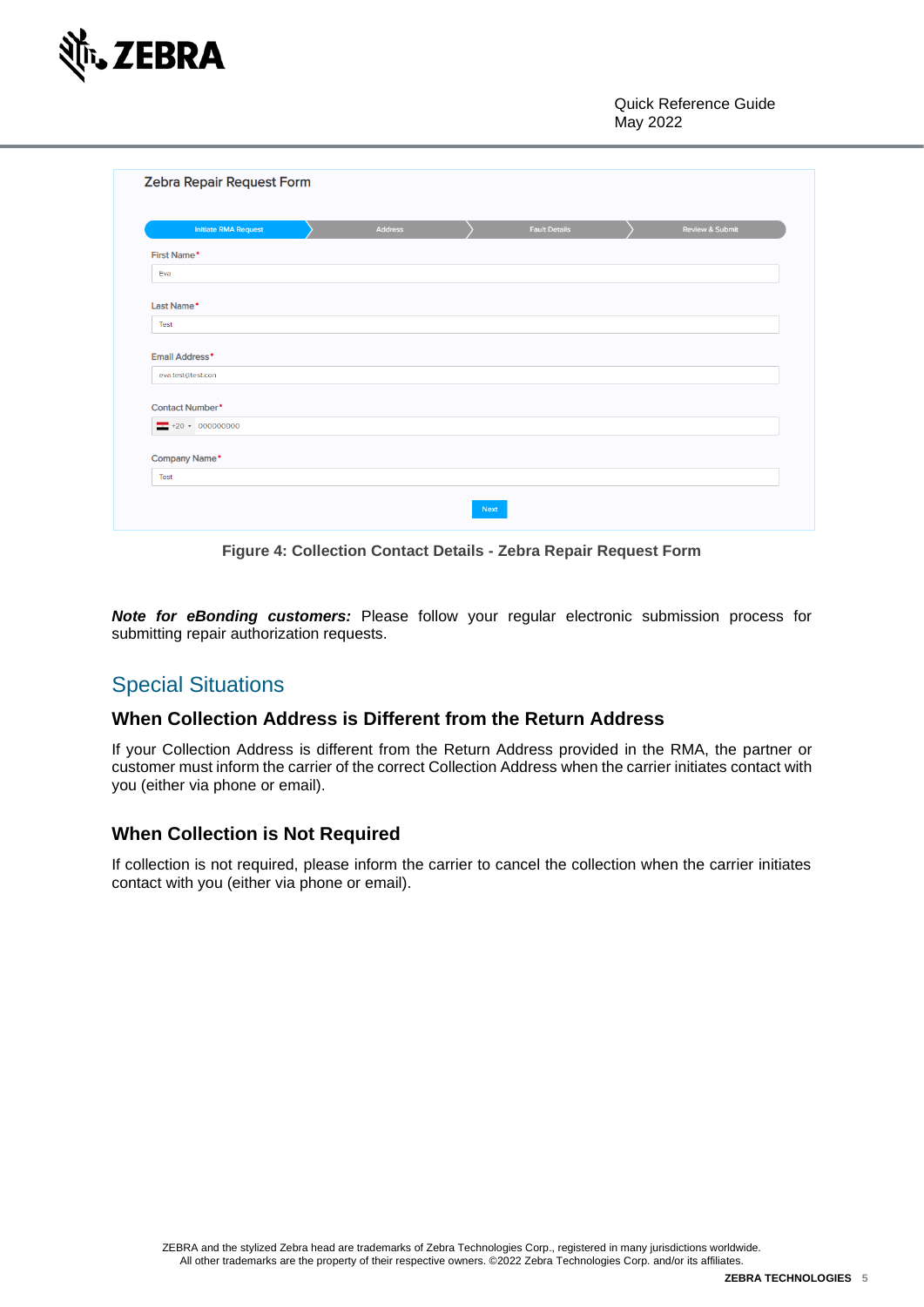Zebra Repair Request Form

Initiate RMA Request | Address | Fault Details | Review & Submit

First Name*

Eva

Last Name*

Test

Email Address*

eva.test@test.con

Contact Number*

+20 0000000000

Company Name*

Test

Next

**Figure 4: Collection Contact Details - Zebra Repair Request Form**

***Note for eBonding customers:*** Please follow your regular electronic submission process for submitting repair authorization requests.

## Special Situations

### When Collection Address is Different from the Return Address

If your Collection Address is different from the Return Address provided in the RMA, the partner or customer must inform the carrier of the correct Collection Address when the carrier initiates contact with you (either via phone or email).

### When Collection is Not Required

If collection is not required, please inform the carrier to cancel the collection when the carrier initiates contact with you (either via phone or email).

ZEBRA and the stylized Zebra head are trademarks of Zebra Technologies Corp., registered in many jurisdictions worldwide.
All other trademarks are the property of their respective owners. ©2022 Zebra Technologies Corp. and/or its affiliates.